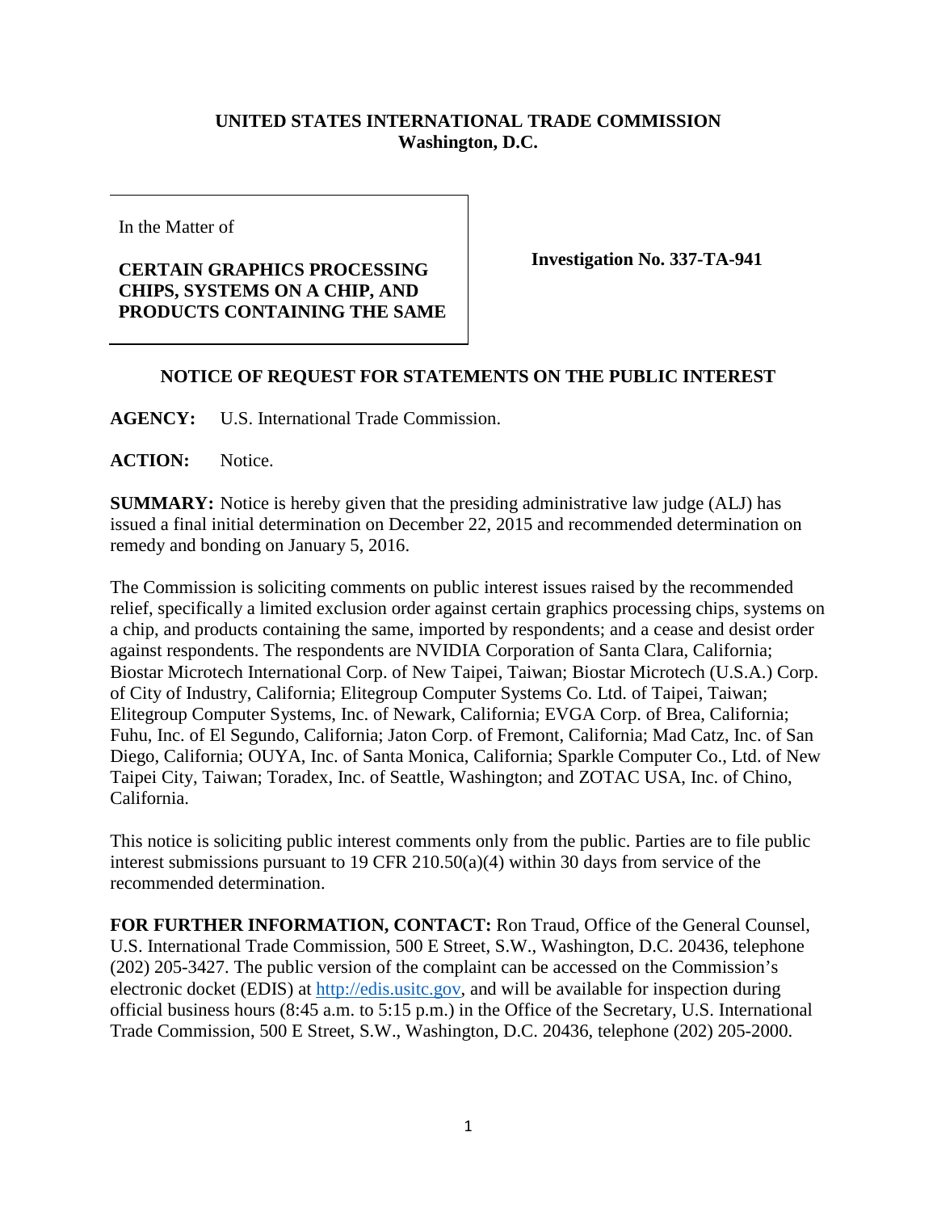**UNITED STATES INTERNATIONAL TRADE COMMISSION**
**Washington, D.C.**

In the Matter of

**CERTAIN GRAPHICS PROCESSING CHIPS, SYSTEMS ON A CHIP, AND PRODUCTS CONTAINING THE SAME**

**Investigation No. 337-TA-941**

**NOTICE OF REQUEST FOR STATEMENTS ON THE PUBLIC INTEREST**

**AGENCY:** U.S. International Trade Commission.

**ACTION:** Notice.

**SUMMARY:** Notice is hereby given that the presiding administrative law judge (ALJ) has issued a final initial determination on December 22, 2015 and recommended determination on remedy and bonding on January 5, 2016.

The Commission is soliciting comments on public interest issues raised by the recommended relief, specifically a limited exclusion order against certain graphics processing chips, systems on a chip, and products containing the same, imported by respondents; and a cease and desist order against respondents. The respondents are NVIDIA Corporation of Santa Clara, California; Biostar Microtech International Corp. of New Taipei, Taiwan; Biostar Microtech (U.S.A.) Corp. of City of Industry, California; Elitegroup Computer Systems Co. Ltd. of Taipei, Taiwan; Elitegroup Computer Systems, Inc. of Newark, California; EVGA Corp. of Brea, California; Fuhu, Inc. of El Segundo, California; Jaton Corp. of Fremont, California; Mad Catz, Inc. of San Diego, California; OUYA, Inc. of Santa Monica, California; Sparkle Computer Co., Ltd. of New Taipei City, Taiwan; Toradex, Inc. of Seattle, Washington; and ZOTAC USA, Inc. of Chino, California.

This notice is soliciting public interest comments only from the public. Parties are to file public interest submissions pursuant to 19 CFR 210.50(a)(4) within 30 days from service of the recommended determination.

**FOR FURTHER INFORMATION, CONTACT:** Ron Traud, Office of the General Counsel, U.S. International Trade Commission, 500 E Street, S.W., Washington, D.C. 20436, telephone (202) 205-3427. The public version of the complaint can be accessed on the Commission's electronic docket (EDIS) at http://edis.usitc.gov, and will be available for inspection during official business hours (8:45 a.m. to 5:15 p.m.) in the Office of the Secretary, U.S. International Trade Commission, 500 E Street, S.W., Washington, D.C. 20436, telephone (202) 205-2000.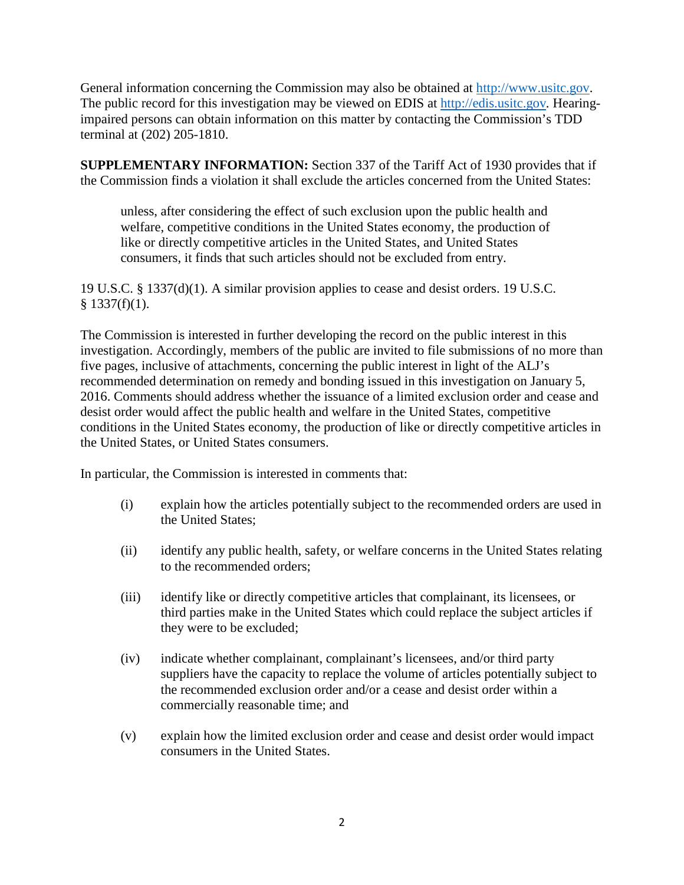General information concerning the Commission may also be obtained at http://www.usitc.gov. The public record for this investigation may be viewed on EDIS at http://edis.usitc.gov. Hearing-impaired persons can obtain information on this matter by contacting the Commission's TDD terminal at (202) 205-1810.

**SUPPLEMENTARY INFORMATION:** Section 337 of the Tariff Act of 1930 provides that if the Commission finds a violation it shall exclude the articles concerned from the United States:

> unless, after considering the effect of such exclusion upon the public health and welfare, competitive conditions in the United States economy, the production of like or directly competitive articles in the United States, and United States consumers, it finds that such articles should not be excluded from entry.

19 U.S.C. § 1337(d)(1). A similar provision applies to cease and desist orders. 19 U.S.C. § 1337(f)(1).

The Commission is interested in further developing the record on the public interest in this investigation. Accordingly, members of the public are invited to file submissions of no more than five pages, inclusive of attachments, concerning the public interest in light of the ALJ's recommended determination on remedy and bonding issued in this investigation on January 5, 2016. Comments should address whether the issuance of a limited exclusion order and cease and desist order would affect the public health and welfare in the United States, competitive conditions in the United States economy, the production of like or directly competitive articles in the United States, or United States consumers.

In particular, the Commission is interested in comments that:

(i) explain how the articles potentially subject to the recommended orders are used in the United States;

(ii) identify any public health, safety, or welfare concerns in the United States relating to the recommended orders;

(iii) identify like or directly competitive articles that complainant, its licensees, or third parties make in the United States which could replace the subject articles if they were to be excluded;

(iv) indicate whether complainant, complainant's licensees, and/or third party suppliers have the capacity to replace the volume of articles potentially subject to the recommended exclusion order and/or a cease and desist order within a commercially reasonable time; and

(v) explain how the limited exclusion order and cease and desist order would impact consumers in the United States.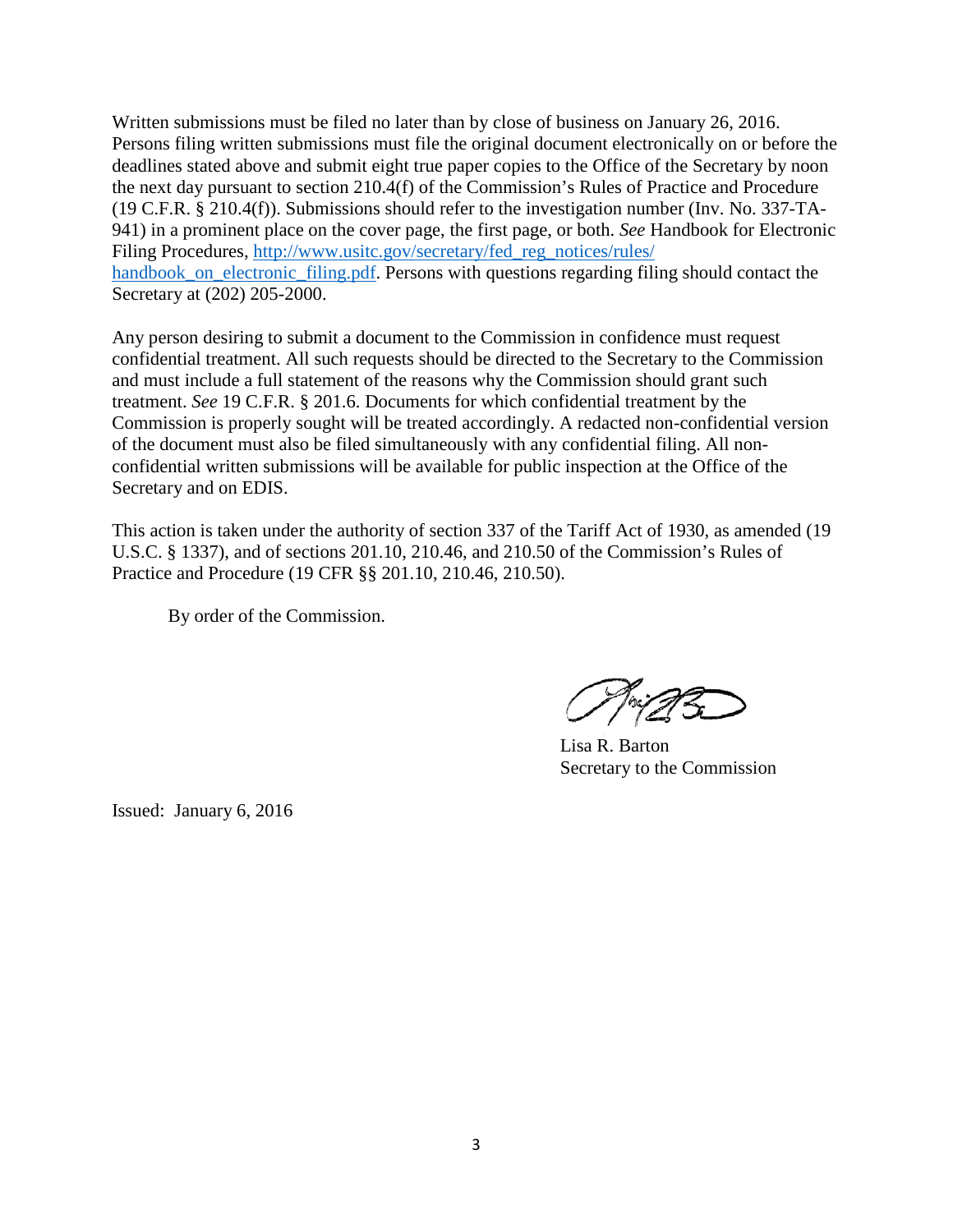Written submissions must be filed no later than by close of business on January 26, 2016. Persons filing written submissions must file the original document electronically on or before the deadlines stated above and submit eight true paper copies to the Office of the Secretary by noon the next day pursuant to section 210.4(f) of the Commission's Rules of Practice and Procedure (19 C.F.R. § 210.4(f)). Submissions should refer to the investigation number (Inv. No. 337-TA-941) in a prominent place on the cover page, the first page, or both. *See* Handbook for Electronic Filing Procedures, [http://www.usitc.gov/secretary/fed_reg_notices/rules/handbook_on_electronic_filing.pdf](http://www.usitc.gov/secretary/fed_reg_notices/rules/handbook_on_electronic_filing.pdf). Persons with questions regarding filing should contact the Secretary at (202) 205-2000.

Any person desiring to submit a document to the Commission in confidence must request confidential treatment. All such requests should be directed to the Secretary to the Commission and must include a full statement of the reasons why the Commission should grant such treatment. *See* 19 C.F.R. § 201.6. Documents for which confidential treatment by the Commission is properly sought will be treated accordingly. A redacted non-confidential version of the document must also be filed simultaneously with any confidential filing. All non-confidential written submissions will be available for public inspection at the Office of the Secretary and on EDIS.

This action is taken under the authority of section 337 of the Tariff Act of 1930, as amended (19 U.S.C. § 1337), and of sections 201.10, 210.46, and 210.50 of the Commission's Rules of Practice and Procedure (19 CFR §§ 201.10, 210.46, 210.50).

By order of the Commission.

Lisa R. Barton
Secretary to the Commission

Issued: January 6, 2016